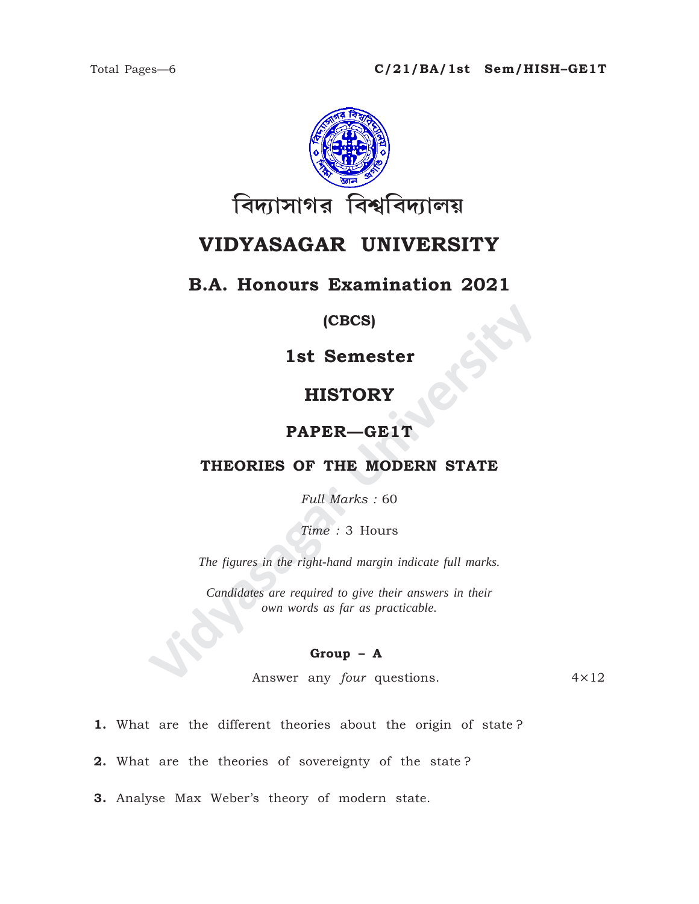Total Pages—6 C/21/BA/1st Sem/HISH–GE1T

বিদ্যাসাগর বিশ্ববিদ্যালয়

# VIDYASAGAR UNIVERSITY

## B.A. Honours Examination 2021

**(CBCS)**

## 1st Semester

## HISTORY

### PAPER—GE1T

### THEORIES OF THE MODERN STATE

*Full Marks :* 60

*Time :* 3 Hours

*The figures in the right-hand margin indicate full marks.*

*Candidates are required to give their answers in their own words as far as practicable.*

**Group – A**

Answer any *four* questions. 4×12

**1.** What are the different theories about the origin of state ?

**2.** What are the theories of sovereignty of the state ?

**3.** Analyse Max Weber's theory of modern state.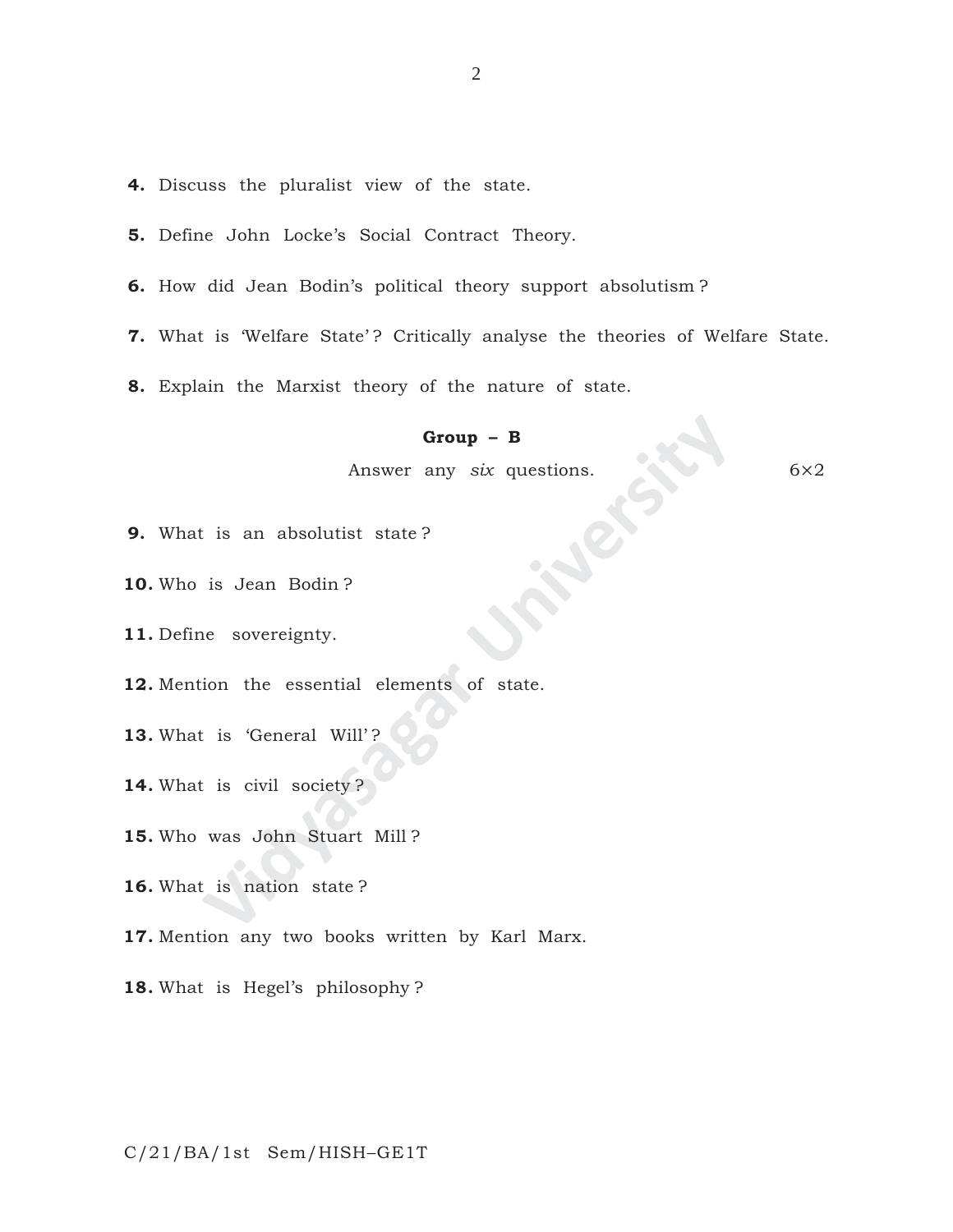4. Discuss the pluralist view of the state.

5. Define John Locke's Social Contract Theory.

6. How did Jean Bodin's political theory support absolutism ?

7. What is 'Welfare State' ? Critically analyse the theories of Welfare State.

8. Explain the Marxist theory of the nature of state.

### Group – B

Answer any *six* questions. 6×2

9. What is an absolutist state ?

10. Who is Jean Bodin ?

11. Define sovereignty.

12. Mention the essential elements of state.

13. What is 'General Will' ?

14. What is civil society ?

15. Who was John Stuart Mill ?

16. What is nation state ?

17. Mention any two books written by Karl Marx.

18. What is Hegel's philosophy ?

C/21/BA/1st Sem/HISH–GE1T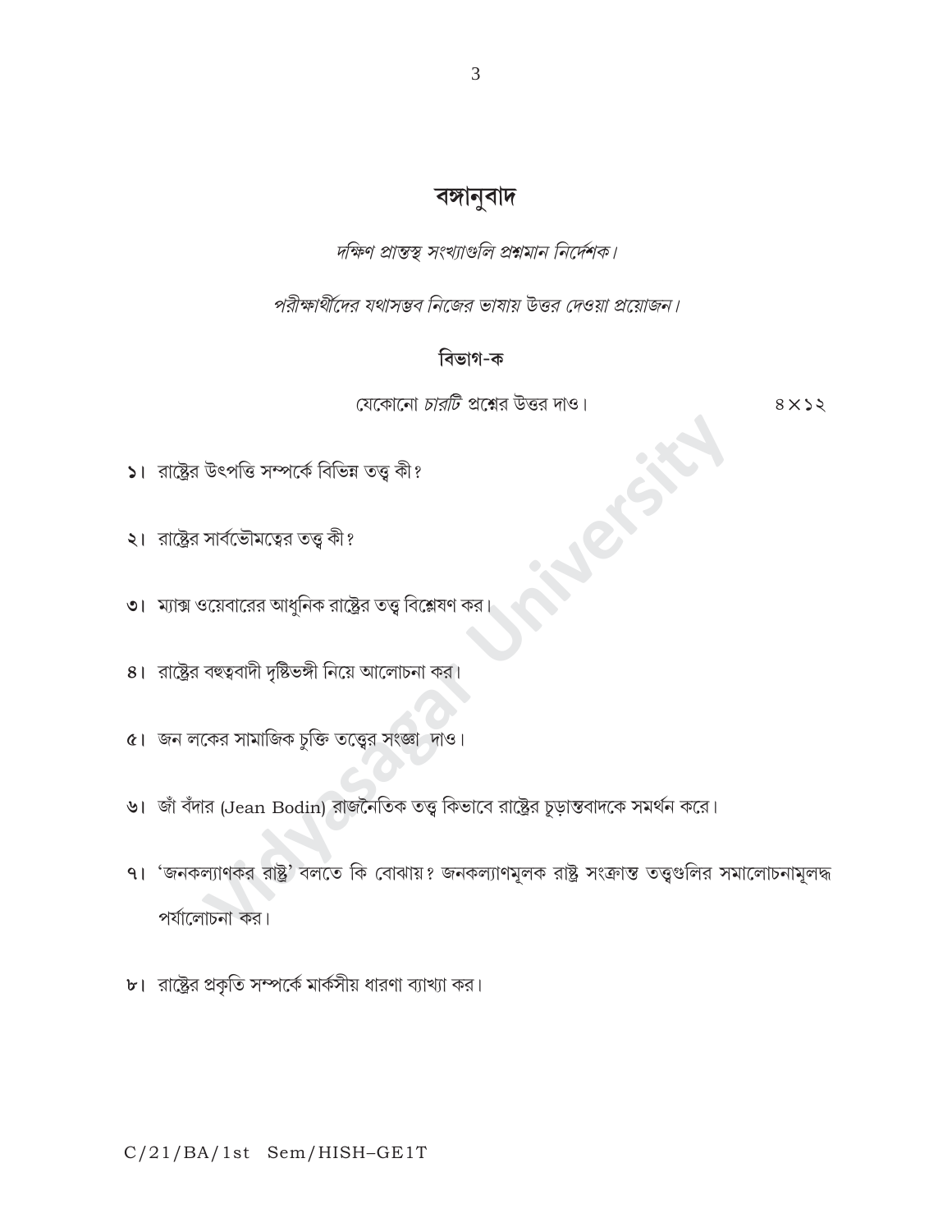## বঙ্গানুবাদ

*দক্ষিণ প্রান্তস্থ সংখ্যাগুলি প্রশ্নমান নির্দেশক।*

*পরীক্ষার্থীদের যথাসম্ভব নিজের ভাষায় উত্তর দেওয়া প্রয়োজন।*

### বিভাগ-ক

যেকোনো *চারটি* প্রশ্নের উত্তর দাও। ৪×১২

১। রাষ্ট্রের উৎপত্তি সম্পর্কে বিভিন্ন তত্ত্ব কী?

২। রাষ্ট্রের সার্বভৌমত্বের তত্ত্ব কী?

৩। ম্যাক্স ওয়েবারের আধুনিক রাষ্ট্রের তত্ত্ব বিশ্লেষণ কর।

৪। রাষ্ট্রের বহুত্ববাদী দৃষ্টিভঙ্গী নিয়ে আলোচনা কর।

৫। জন লকের সামাজিক চুক্তি তত্ত্বের সংজ্ঞা দাও।

৬। জাঁ বঁদার (Jean Bodin) রাজনৈতিক তত্ত্ব কিভাবে রাষ্ট্রের চূড়ান্তবাদকে সমর্থন করে।

৭। 'জনকল্যাণকর রাষ্ট্র' বলতে কি বোঝায়? জনকল্যাণমূলক রাষ্ট্র সংক্রান্ত তত্ত্বগুলির সমালোচনামূলদ্ধ পর্যালোচনা কর।

৮। রাষ্ট্রের প্রকৃতি সম্পর্কে মার্কসীয় ধারণা ব্যাখ্যা কর।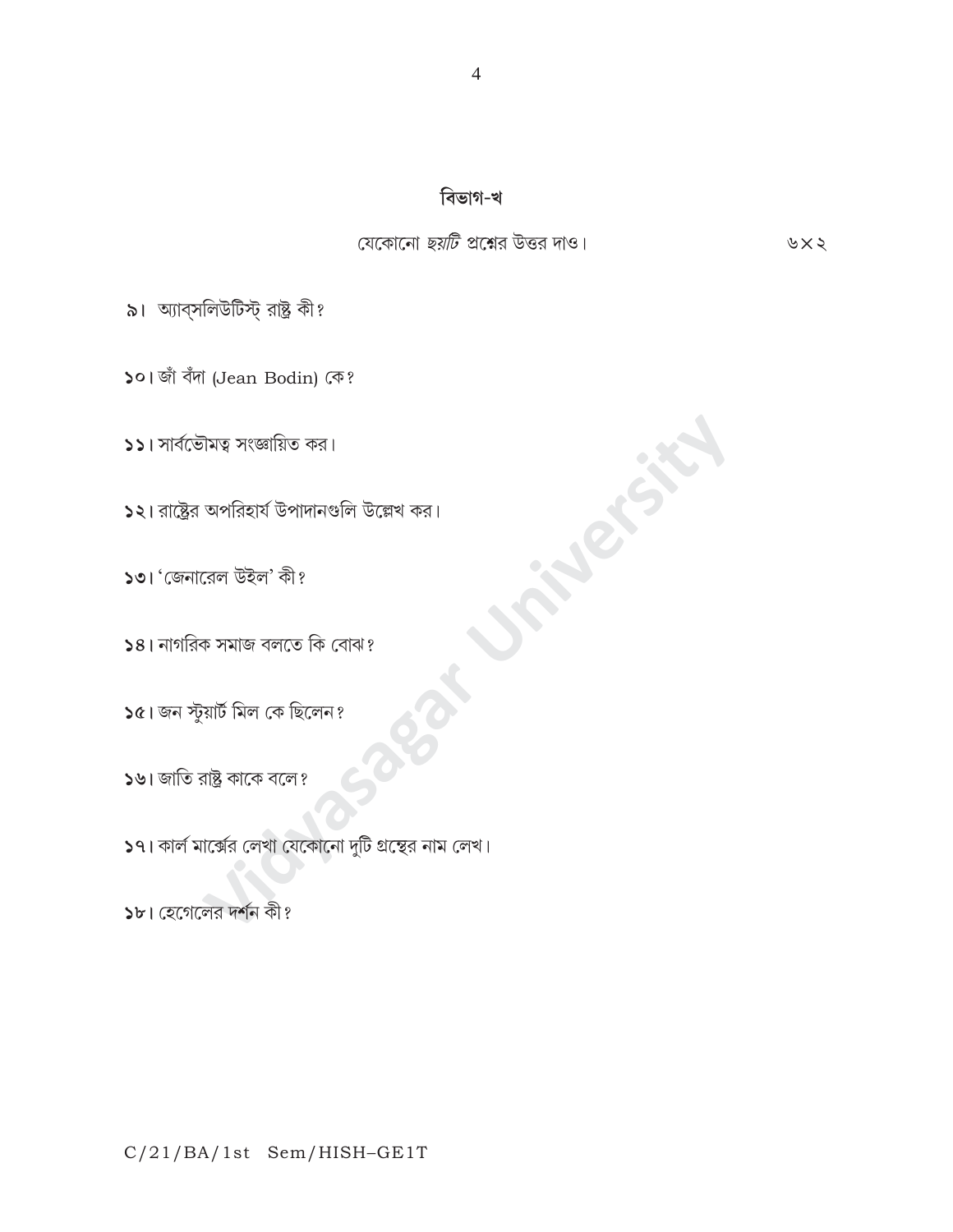## বিভাগ-খ

যেকোনো *ছয়টি* প্রশ্নের উত্তর দাও। ৬×২

৯। অ্যাব্‌সলিউটিস্ট্ রাষ্ট্র কী?

১০। জাঁ বঁদা (Jean Bodin) কে?

১১। সার্বভৌমত্ব সংজ্ঞায়িত কর।

১২। রাষ্ট্রের অপরিহার্য উপাদানগুলি উল্লেখ কর।

১৩। 'জেনারেল উইল' কী?

১৪। নাগরিক সমাজ বলতে কি বোঝ?

১৫। জন স্টুয়ার্ট মিল কে ছিলেন?

১৬। জাতি রাষ্ট্র কাকে বলে?

১৭। কার্ল মার্ক্সের লেখা যেকোনো দুটি গ্রন্থের নাম লেখ।

১৮। হেগেলের দর্শন কী?

C/21/BA/1st Sem/HISH–GE1T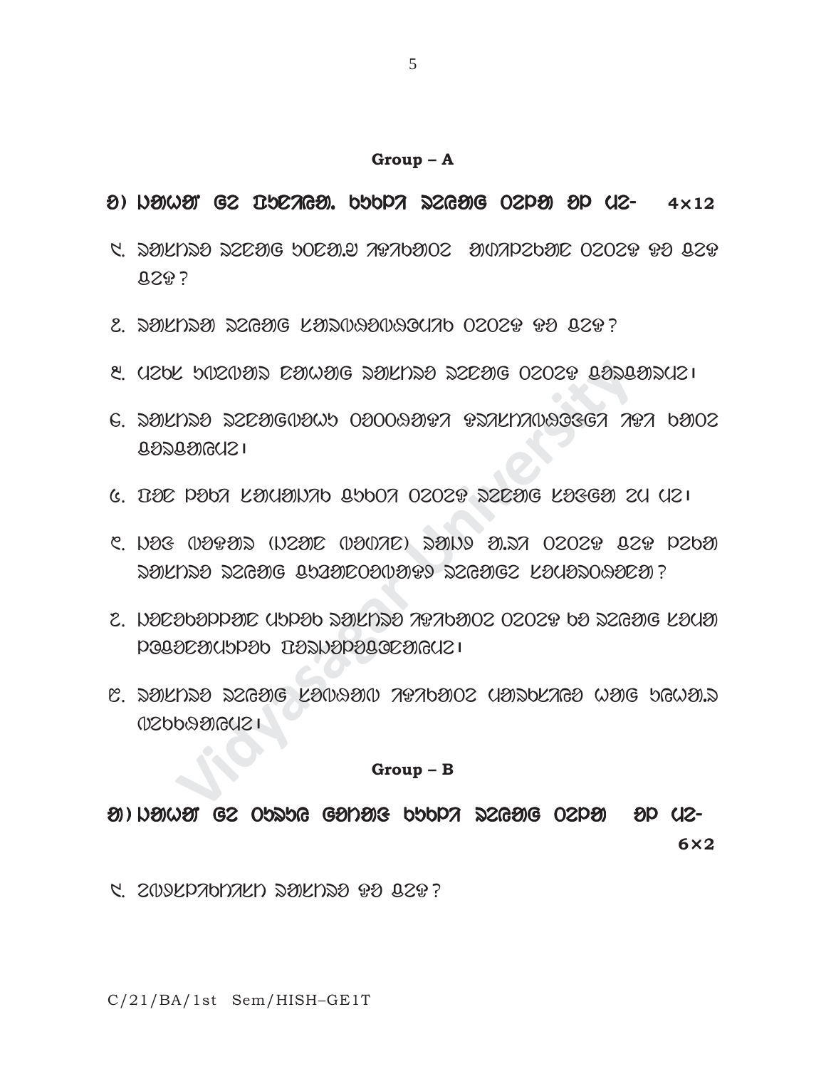**Group – A**

**4×12**

᱑.

᱒.

᱓.

᱔.

᱕.

᱖.

᱗.

᱘.

**Group – B**

**6×2**

᱑.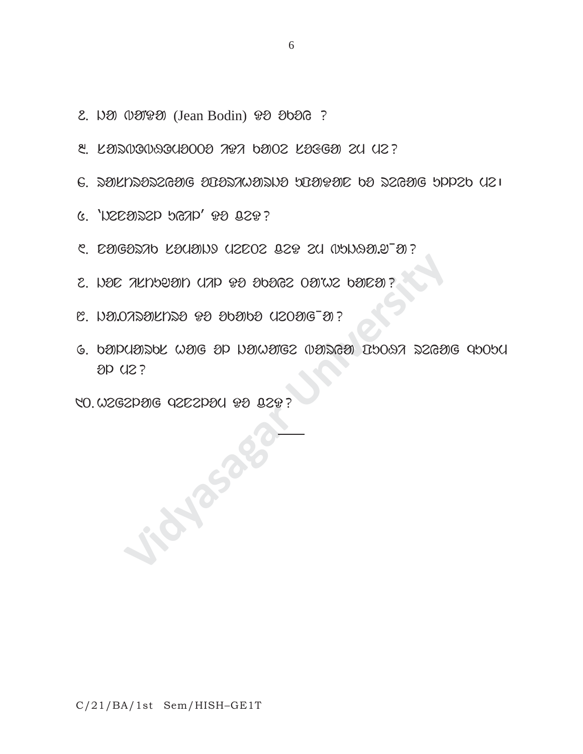᱑. ᱡᱟᱸ ᱵᱳᱫᱟᱸ (Jean Bodin) ᱫᱚ ᱚᱠᱚᱭ ?

᱒. ᱠᱚᱢᱭᱩᱱᱤᱥᱴ ᱢᱮᱱᱤᱯᱷᱮᱥᱴᱚ ᱛᱤᱥ ᱠᱷᱚᱱ ᱠᱚᱵᱮᱥᱟ ᱮᱢ ᱢᱮ ?

᱓. ᱥᱟᱠᱨᱮᱴᱤᱥ ᱟᱜ ᱰᱟᱭᱟᱞᱮᱠᱴᱤᱠ ᱢᱮᱛᱷᱚᱰ ᱠᱚ ᱥᱮᱛᱟᱜ ᱥᱚᱢᱟᱱ ᱚᱞ ᱢᱮ ।

᱔. 'ᱞᱮᱣᱤᱭᱟᱛᱷᱟᱱ ᱥᱚᱢᱟᱡ' ᱫᱚ ᱪᱮᱫ ?

᱕. ᱨᱟᱡᱽᱱᱤᱛᱤ ᱠᱚᱢᱤᱥᱚᱱ ᱢᱮᱱᱮᱛ ᱪᱮᱫ ᱮᱢ ᱥᱮᱞᱮᱫ.ᱟ-ᱟ ?

᱖. ᱢᱚᱨ ᱯᱷᱤᱞᱚᱥᱚᱯᱷᱟᱨ ᱢᱤᱞ ᱫᱚ ᱚᱠᱚᱭ ᱚᱱᱟ ᱠᱟᱹᱢᱤ ᱠᱚᱥᱟ ?

᱗. ᱢᱟ.ᱚᱯᱷᱥᱟᱠᱷᱞᱟ ᱫᱚ ᱚᱠᱟᱠᱚ ᱢᱮᱱᱟᱜ-ᱟ ?

᱘. ᱠᱟᱞᱢᱟᱠᱥᱤᱭᱟᱱ ᱣᱟᱜ ᱚᱞ ᱢᱟᱣᱟᱜᱮ ᱵᱟᱥᱤᱨ ᱡᱩᱢᱤᱱ ᱥᱮᱨᱟᱜ ᱪᱩᱢᱩᱞ ᱚᱞ ᱢᱮ ?

᱑᱐. ᱣᱮᱜᱮᱞᱟᱜ ᱪᱮᱛᱮᱞᱟᱹᱢ ᱫᱚ ᱪᱮᱫ ?